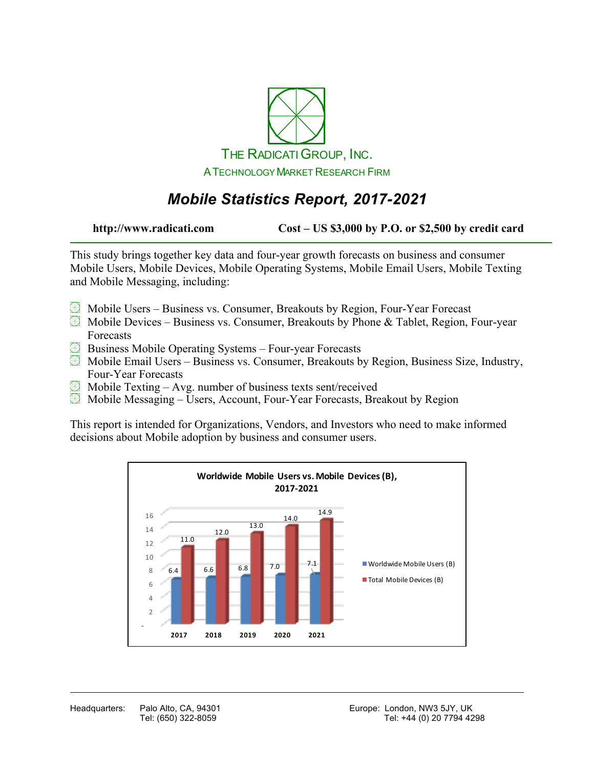THE RADICATI GROUP, INC.

A TECHNOLOGY MARKET RESEARCH FIRM

# *Mobile Statistics Report, 2017-2021*

**http://www.radicati.com** **Cost – US $3,000 by P.O. or $2,500 by credit card**

This study brings together key data and four-year growth forecasts on business and consumer Mobile Users, Mobile Devices, Mobile Operating Systems, Mobile Email Users, Mobile Texting and Mobile Messaging, including:

- Mobile Users – Business vs. Consumer, Breakouts by Region, Four-Year Forecast
- Mobile Devices – Business vs. Consumer, Breakouts by Phone & Tablet, Region, Four-year Forecasts
- Business Mobile Operating Systems – Four-year Forecasts
- Mobile Email Users – Business vs. Consumer, Breakouts by Region, Business Size, Industry, Four-Year Forecasts
- Mobile Texting – Avg. number of business texts sent/received
- Mobile Messaging – Users, Account, Four-Year Forecasts, Breakout by Region

This report is intended for Organizations, Vendors, and Investors who need to make informed decisions about Mobile adoption by business and consumer users.

**Worldwide Mobile Users vs. Mobile Devices (B), 2017-2021**

| | 2017 | 2018 | 2019 | 2020 | 2021 |
|---|---|---|---|---|---|
| Worldwide Mobile Users (B) | 6.4 | 6.6 | 6.8 | 7.0 | 7.1 |
| Total Mobile Devices (B) | 11.0 | 12.0 | 13.0 | 14.0 | 14.9 |

Headquarters: Palo Alto, CA, 94301
Tel: (650) 322-8059

Europe: London, NW3 5JY, UK
Tel: +44 (0) 20 7794 4298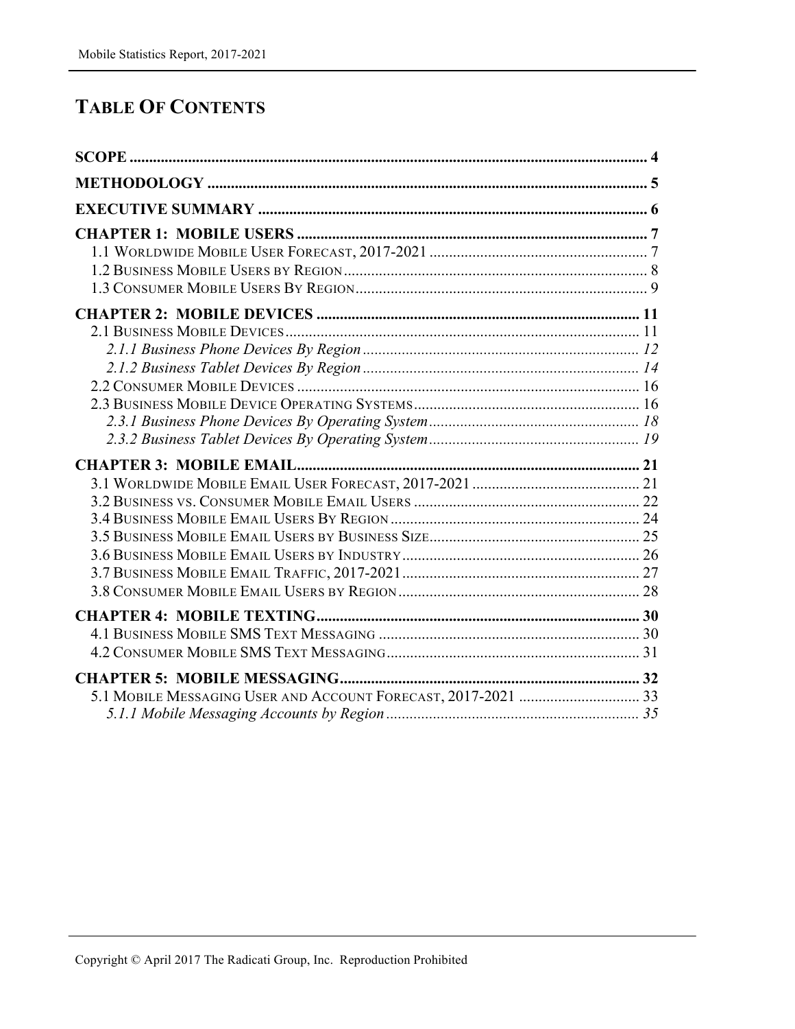# TABLE OF CONTENTS

**SCOPE** ..... **4**

**METHODOLOGY** ..... **5**

**EXECUTIVE SUMMARY** ..... **6**

**CHAPTER 1: MOBILE USERS** ..... **7**

- 1.1 Worldwide Mobile User Forecast, 2017-2021 ..... 7
- 1.2 Business Mobile Users by Region ..... 8
- 1.3 Consumer Mobile Users By Region ..... 9

**CHAPTER 2: MOBILE DEVICES** ..... **11**

- 2.1 Business Mobile Devices ..... 11
  - *2.1.1 Business Phone Devices By Region ..... 12*
  - *2.1.2 Business Tablet Devices By Region ..... 14*
- 2.2 Consumer Mobile Devices ..... 16
- 2.3 Business Mobile Device Operating Systems ..... 16
  - *2.3.1 Business Phone Devices By Operating System ..... 18*
  - *2.3.2 Business Tablet Devices By Operating System ..... 19*

**CHAPTER 3: MOBILE EMAIL** ..... **21**

- 3.1 Worldwide Mobile Email User Forecast, 2017-2021 ..... 21
- 3.2 Business vs. Consumer Mobile Email Users ..... 22
- 3.4 Business Mobile Email Users By Region ..... 24
- 3.5 Business Mobile Email Users by Business Size ..... 25
- 3.6 Business Mobile Email Users by Industry ..... 26
- 3.7 Business Mobile Email Traffic, 2017-2021 ..... 27
- 3.8 Consumer Mobile Email Users by Region ..... 28

**CHAPTER 4: MOBILE TEXTING** ..... **30**

- 4.1 Business Mobile SMS Text Messaging ..... 30
- 4.2 Consumer Mobile SMS Text Messaging ..... 31

**CHAPTER 5: MOBILE MESSAGING** ..... **32**

- 5.1 Mobile Messaging User and Account Forecast, 2017-2021 ..... 33
  - *5.1.1 Mobile Messaging Accounts by Region ..... 35*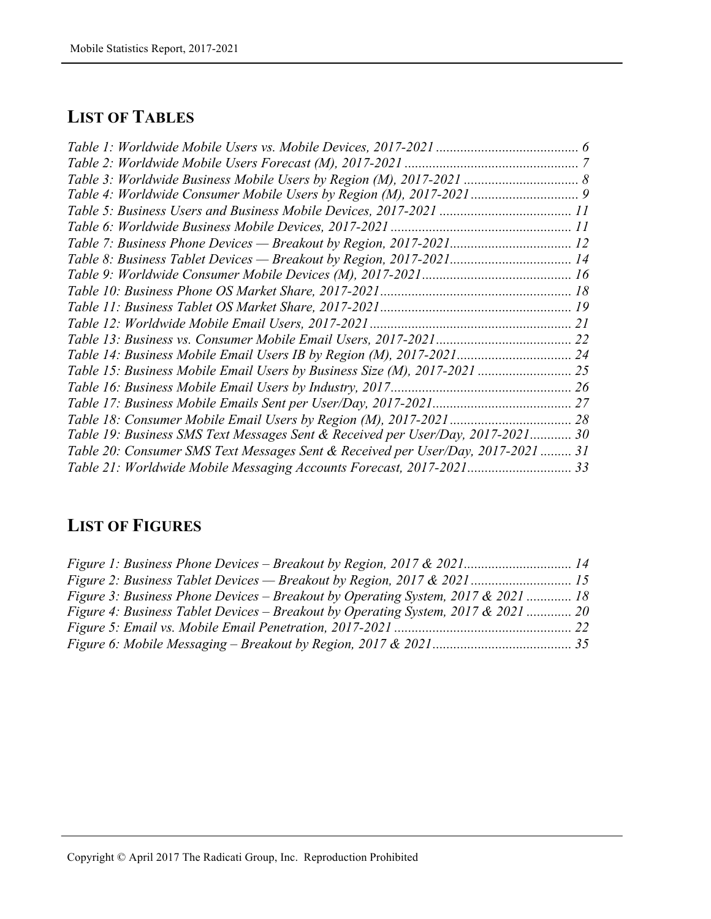## LIST OF TABLES

*Table 1: Worldwide Mobile Users vs. Mobile Devices, 2017-2021 ......................................... 6*
*Table 2: Worldwide Mobile Users Forecast (M), 2017-2021 .................................................. 7*
*Table 3: Worldwide Business Mobile Users by Region (M), 2017-2021 ................................. 8*
*Table 4: Worldwide Consumer Mobile Users by Region (M), 2017-2021 ............................... 9*
*Table 5: Business Users and Business Mobile Devices, 2017-2021 ...................................... 11*
*Table 6: Worldwide Business Mobile Devices, 2017-2021 .................................................... 11*
*Table 7: Business Phone Devices — Breakout by Region, 2017-2021................................... 12*
*Table 8: Business Tablet Devices — Breakout by Region, 2017-2021................................... 14*
*Table 9: Worldwide Consumer Mobile Devices (M), 2017-2021........................................... 16*
*Table 10: Business Phone OS Market Share, 2017-2021....................................................... 18*
*Table 11: Business Tablet OS Market Share, 2017-2021....................................................... 19*
*Table 12: Worldwide Mobile Email Users, 2017-2021.......................................................... 21*
*Table 13: Business vs. Consumer Mobile Email Users, 2017-2021....................................... 22*
*Table 14: Business Mobile Email Users IB by Region (M), 2017-2021................................. 24*
*Table 15: Business Mobile Email Users by Business Size (M), 2017-2021 ........................... 25*
*Table 16: Business Mobile Email Users by Industry, 2017.................................................... 26*
*Table 17: Business Mobile Emails Sent per User/Day, 2017-2021........................................ 27*
*Table 18: Consumer Mobile Email Users by Region (M), 2017-2021 ................................... 28*
*Table 19: Business SMS Text Messages Sent & Received per User/Day, 2017-2021............ 30*
*Table 20: Consumer SMS Text Messages Sent & Received per User/Day, 2017-2021 ......... 31*
*Table 21: Worldwide Mobile Messaging Accounts Forecast, 2017-2021.............................. 33*

## LIST OF FIGURES

*Figure 1: Business Phone Devices – Breakout by Region, 2017 & 2021............................... 14*
*Figure 2: Business Tablet Devices — Breakout by Region, 2017 & 2021 ............................. 15*
*Figure 3: Business Phone Devices – Breakout by Operating System, 2017 & 2021 ............. 18*
*Figure 4: Business Tablet Devices – Breakout by Operating System, 2017 & 2021 ............. 20*
*Figure 5: Email vs. Mobile Email Penetration, 2017-2021 ................................................... 22*
*Figure 6: Mobile Messaging – Breakout by Region, 2017 & 2021........................................ 35*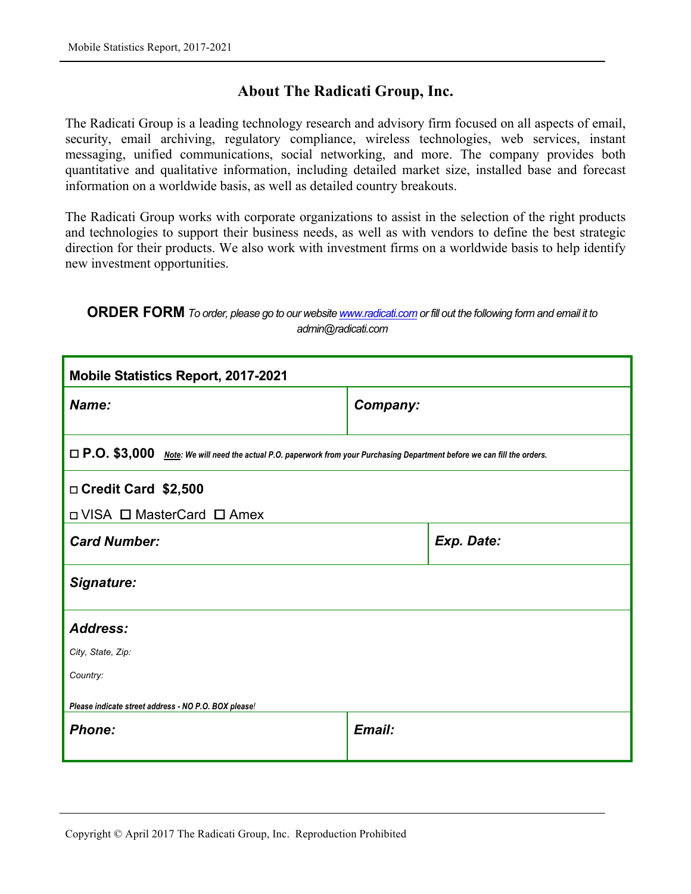## About The Radicati Group, Inc.

The Radicati Group is a leading technology research and advisory firm focused on all aspects of email, security, email archiving, regulatory compliance, wireless technologies, web services, instant messaging, unified communications, social networking, and more. The company provides both quantitative and qualitative information, including detailed market size, installed base and forecast information on a worldwide basis, as well as detailed country breakouts.

The Radicati Group works with corporate organizations to assist in the selection of the right products and technologies to support their business needs, as well as with vendors to define the best strategic direction for their products. We also work with investment firms on a worldwide basis to help identify new investment opportunities.

**ORDER FORM** *To order, please go to our website [www.radicati.com](http://www.radicati.com) or fill out the following form and email it to admin@radicati.com*

| **Mobile Statistics Report, 2017-2021** | |
|---|---|
| ***Name:*** | ***Company:*** |
| ☐ **P.O. $3,000** ***Note**: We will need the actual P.O. paperwork from your Purchasing Department before we can fill the orders.* | |
| ☐ **Credit Card $2,500**<br>☐ VISA ☐ MasterCard ☐ Amex | |
| ***Card Number:*** | ***Exp. Date:*** |
| ***Signature:*** | |
| ***Address:***<br>*City, State, Zip:*<br>*Country:*<br>***Please indicate street address - NO P.O. BOX please!*** | |
| ***Phone:*** | ***Email:*** |